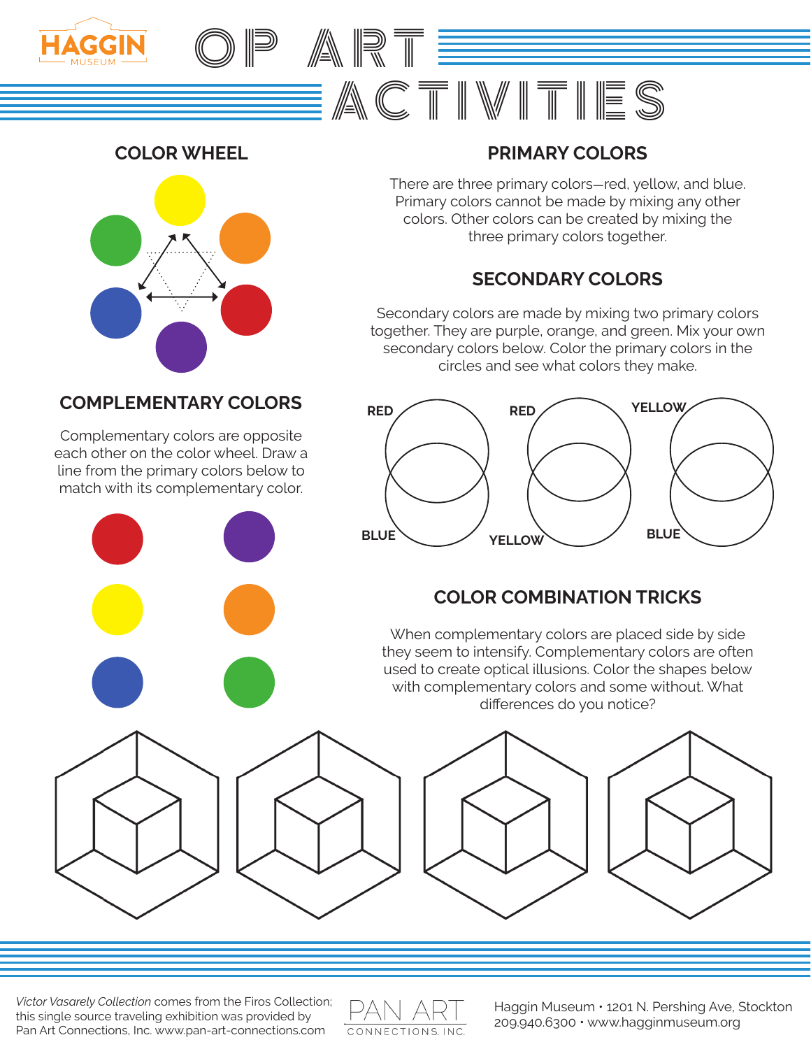HAGGIN MUSEUM

# OP ART ACTIVITIES

## COLOR WHEEL

## PRIMARY COLORS

There are three primary colors—red, yellow, and blue. Primary colors cannot be made by mixing any other colors. Other colors can be created by mixing the three primary colors together.

## SECONDARY COLORS

Secondary colors are made by mixing two primary colors together. They are purple, orange, and green. Mix your own secondary colors below. Color the primary colors in the circles and see what colors they make.

RED / BLUE

RED / YELLOW

YELLOW / BLUE

## COMPLEMENTARY COLORS

Complementary colors are opposite each other on the color wheel. Draw a line from the primary colors below to match with its complementary color.

## COLOR COMBINATION TRICKS

When complementary colors are placed side by side they seem to intensify. Complementary colors are often used to create optical illusions. Color the shapes below with complementary colors and some without. What differences do you notice?

*Victor Vasarely Collection* comes from the Firos Collection; this single source traveling exhibition was provided by Pan Art Connections, Inc. www.pan-art-connections.com

PAN ART CONNECTIONS, INC.

Haggin Museum • 1201 N. Pershing Ave, Stockton
209.940.6300 • www.hagginmuseum.org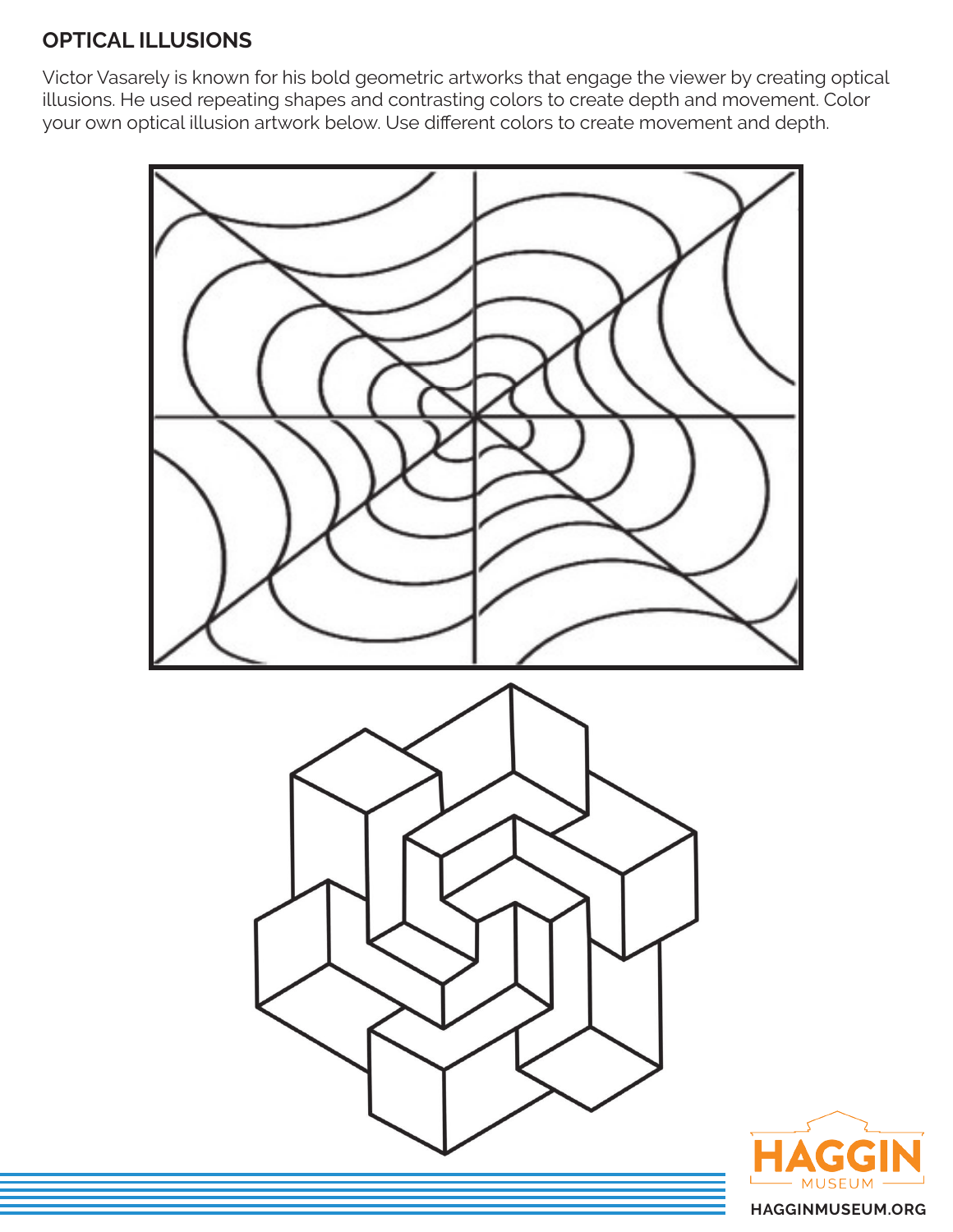## OPTICAL ILLUSIONS

Victor Vasarely is known for his bold geometric artworks that engage the viewer by creating optical illusions. He used repeating shapes and contrasting colors to create depth and movement. Color your own optical illusion artwork below. Use different colors to create movement and depth.